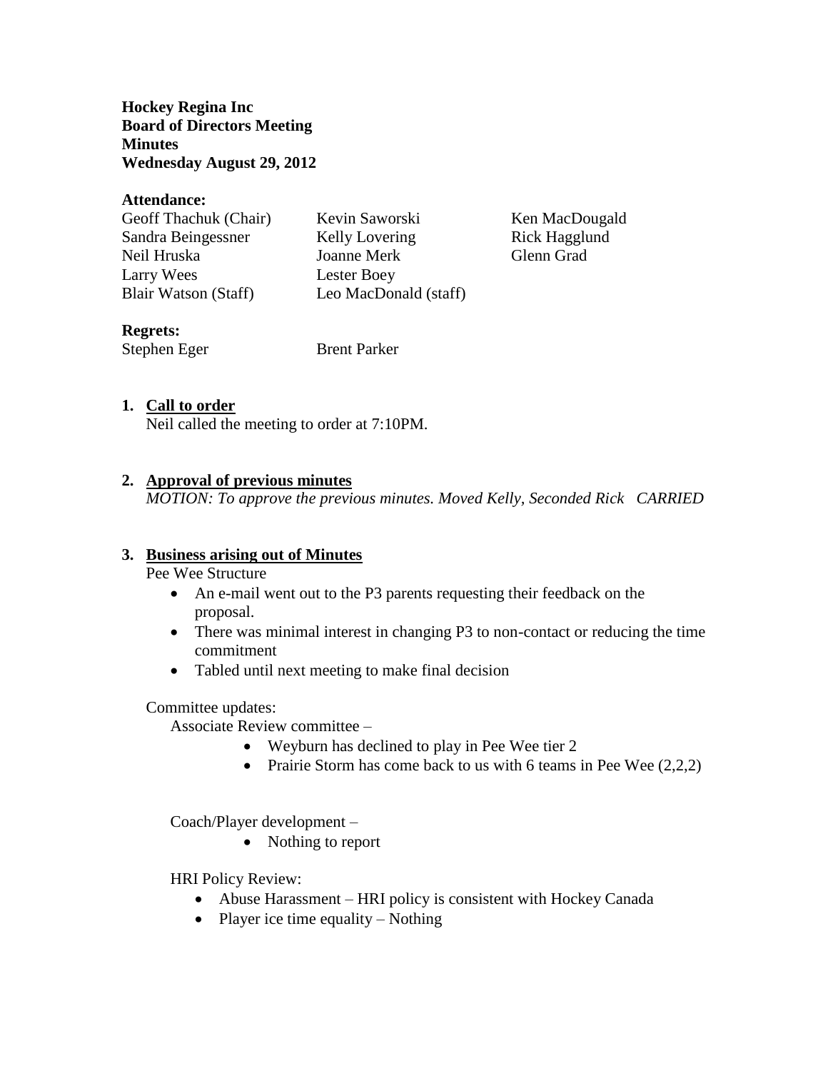**Hockey Regina Inc**
**Board of Directors Meeting**
**Minutes**
**Wednesday August 29, 2012**

**Attendance:**

| | | |
|---|---|---|
| Geoff Thachuk (Chair) | Kevin Saworski | Ken MacDougald |
| Sandra Beingessner | Kelly Lovering | Rick Hagglund |
| Neil Hruska | Joanne Merk | Glenn Grad |
| Larry Wees | Lester Boey | |
| Blair Watson (Staff) | Leo MacDonald (staff) | |

**Regrets:**

Stephen Eger    Brent Parker

1. **Call to order**
   Neil called the meeting to order at 7:10PM.

2. **Approval of previous minutes**
   *MOTION: To approve the previous minutes. Moved Kelly, Seconded Rick CARRIED*

3. **Business arising out of Minutes**
   Pee Wee Structure
   - An e-mail went out to the P3 parents requesting their feedback on the proposal.
   - There was minimal interest in changing P3 to non-contact or reducing the time commitment
   - Tabled until next meeting to make final decision

   Committee updates:

   Associate Review committee –
   - Weyburn has declined to play in Pee Wee tier 2
   - Prairie Storm has come back to us with 6 teams in Pee Wee (2,2,2)

   Coach/Player development –
   - Nothing to report

   HRI Policy Review:
   - Abuse Harassment – HRI policy is consistent with Hockey Canada
   - Player ice time equality – Nothing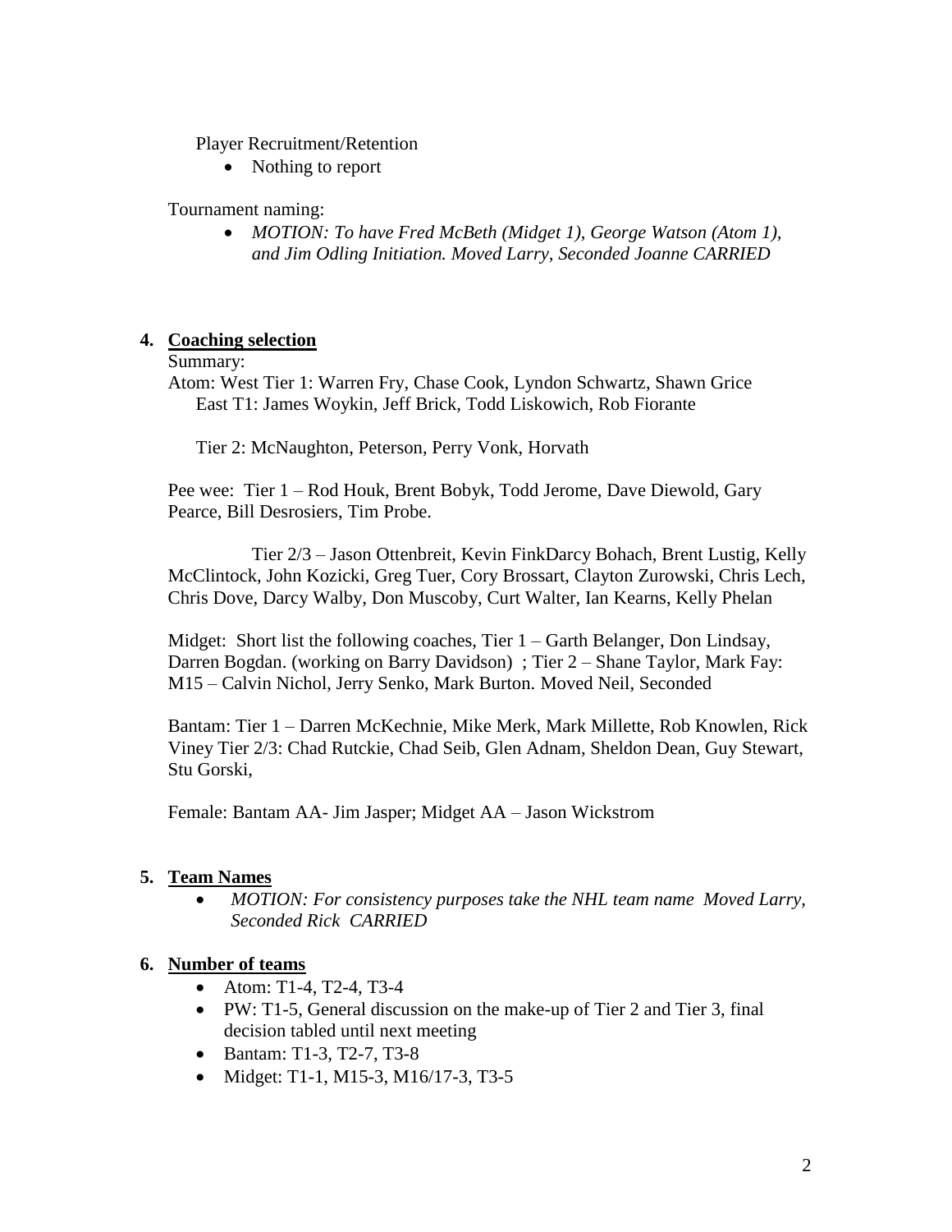Player Recruitment/Retention

- Nothing to report

Tournament naming:

- *MOTION: To have Fred McBeth (Midget 1), George Watson (Atom 1), and Jim Odling Initiation. Moved Larry, Seconded Joanne CARRIED*

**4. Coaching selection**

Summary:

Atom: West Tier 1: Warren Fry, Chase Cook, Lyndon Schwartz, Shawn Grice
East T1: James Woykin, Jeff Brick, Todd Liskowich, Rob Fiorante

Tier 2: McNaughton, Peterson, Perry Vonk, Horvath

Pee wee: Tier 1 – Rod Houk, Brent Bobyk, Todd Jerome, Dave Diewold, Gary Pearce, Bill Desrosiers, Tim Probe.

Tier 2/3 – Jason Ottenbreit, Kevin FinkDarcy Bohach, Brent Lustig, Kelly McClintock, John Kozicki, Greg Tuer, Cory Brossart, Clayton Zurowski, Chris Lech, Chris Dove, Darcy Walby, Don Muscoby, Curt Walter, Ian Kearns, Kelly Phelan

Midget: Short list the following coaches, Tier 1 – Garth Belanger, Don Lindsay, Darren Bogdan. (working on Barry Davidson) ; Tier 2 – Shane Taylor, Mark Fay: M15 – Calvin Nichol, Jerry Senko, Mark Burton. Moved Neil, Seconded

Bantam: Tier 1 – Darren McKechnie, Mike Merk, Mark Millette, Rob Knowlen, Rick Viney Tier 2/3: Chad Rutckie, Chad Seib, Glen Adnam, Sheldon Dean, Guy Stewart, Stu Gorski,

Female: Bantam AA- Jim Jasper; Midget AA – Jason Wickstrom

**5. Team Names**

- *MOTION: For consistency purposes take the NHL team name Moved Larry, Seconded Rick CARRIED*

**6. Number of teams**

- Atom: T1-4, T2-4, T3-4
- PW: T1-5, General discussion on the make-up of Tier 2 and Tier 3, final decision tabled until next meeting
- Bantam: T1-3, T2-7, T3-8
- Midget: T1-1, M15-3, M16/17-3, T3-5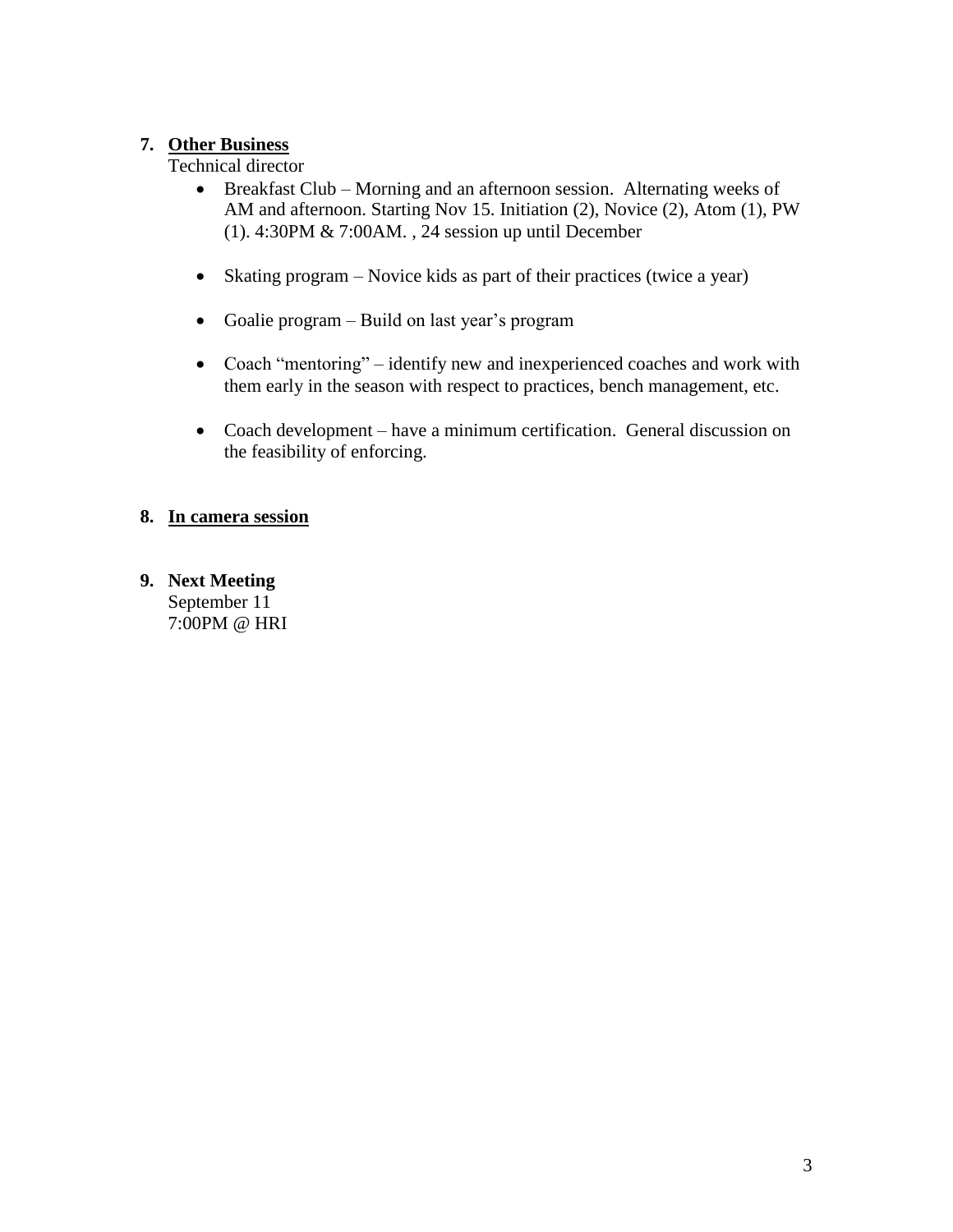7. **Other Business**

Technical director

- Breakfast Club – Morning and an afternoon session. Alternating weeks of AM and afternoon. Starting Nov 15. Initiation (2), Novice (2), Atom (1), PW (1). 4:30PM & 7:00AM. , 24 session up until December

- Skating program – Novice kids as part of their practices (twice a year)

- Goalie program – Build on last year's program

- Coach "mentoring" – identify new and inexperienced coaches and work with them early in the season with respect to practices, bench management, etc.

- Coach development – have a minimum certification. General discussion on the feasibility of enforcing.

8. **In camera session**

9. **Next Meeting**

September 11
7:00PM @ HRI